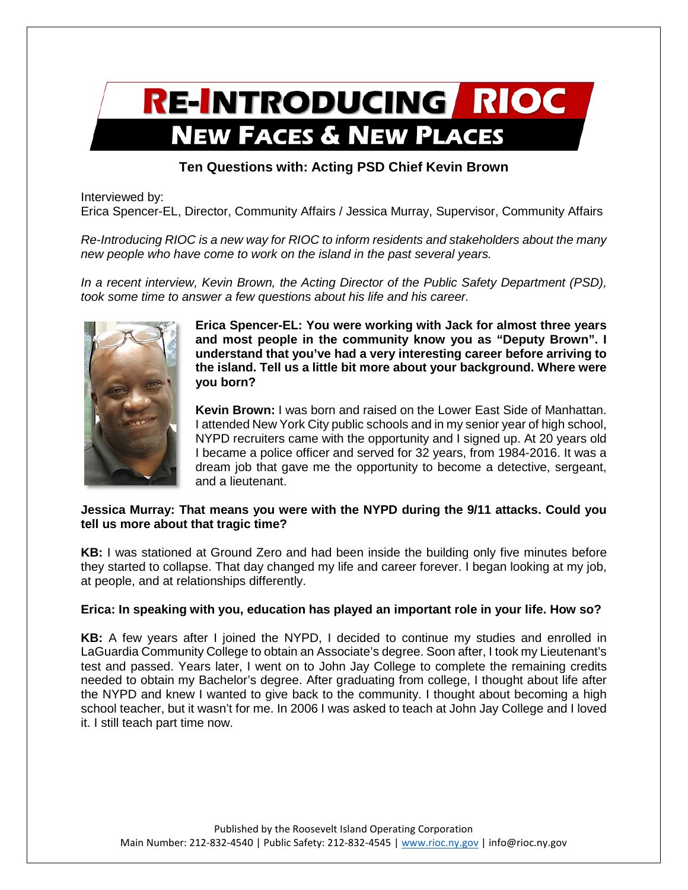# RE-INTRODUCING RIOC

## NEW FACES & NEW PLACES

### Ten Questions with: Acting PSD Chief Kevin Brown

Interviewed by:
Erica Spencer-EL, Director, Community Affairs / Jessica Murray, Supervisor, Community Affairs

*Re-Introducing RIOC is a new way for RIOC to inform residents and stakeholders about the many new people who have come to work on the island in the past several years.*

*In a recent interview, Kevin Brown, the Acting Director of the Public Safety Department (PSD), took some time to answer a few questions about his life and his career.*

**Erica Spencer-EL: You were working with Jack for almost three years and most people in the community know you as "Deputy Brown". I understand that you've had a very interesting career before arriving to the island. Tell us a little bit more about your background. Where were you born?**

**Kevin Brown:** I was born and raised on the Lower East Side of Manhattan. I attended New York City public schools and in my senior year of high school, NYPD recruiters came with the opportunity and I signed up. At 20 years old I became a police officer and served for 32 years, from 1984-2016. It was a dream job that gave me the opportunity to become a detective, sergeant, and a lieutenant.

**Jessica Murray: That means you were with the NYPD during the 9/11 attacks. Could you tell us more about that tragic time?**

**KB:** I was stationed at Ground Zero and had been inside the building only five minutes before they started to collapse. That day changed my life and career forever. I began looking at my job, at people, and at relationships differently.

**Erica: In speaking with you, education has played an important role in your life. How so?**

**KB:** A few years after I joined the NYPD, I decided to continue my studies and enrolled in LaGuardia Community College to obtain an Associate's degree. Soon after, I took my Lieutenant's test and passed. Years later, I went on to John Jay College to complete the remaining credits needed to obtain my Bachelor's degree. After graduating from college, I thought about life after the NYPD and knew I wanted to give back to the community. I thought about becoming a high school teacher, but it wasn't for me. In 2006 I was asked to teach at John Jay College and I loved it. I still teach part time now.

Published by the Roosevelt Island Operating Corporation
Main Number: 212-832-4540 | Public Safety: 212-832-4545 | www.rioc.ny.gov | info@rioc.ny.gov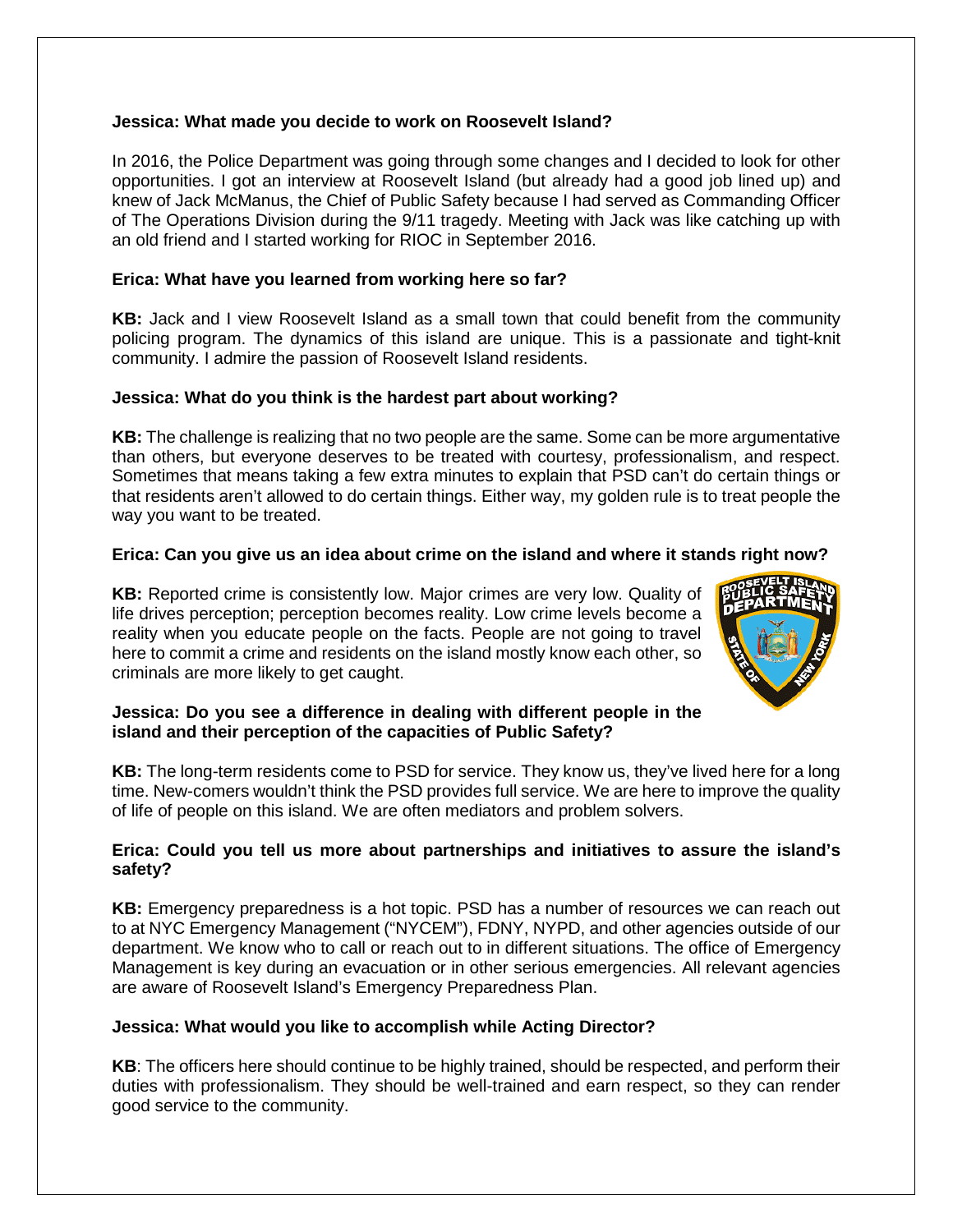**Jessica: What made you decide to work on Roosevelt Island?**

In 2016, the Police Department was going through some changes and I decided to look for other opportunities. I got an interview at Roosevelt Island (but already had a good job lined up) and knew of Jack McManus, the Chief of Public Safety because I had served as Commanding Officer of The Operations Division during the 9/11 tragedy. Meeting with Jack was like catching up with an old friend and I started working for RIOC in September 2016.

**Erica: What have you learned from working here so far?**

**KB:** Jack and I view Roosevelt Island as a small town that could benefit from the community policing program. The dynamics of this island are unique. This is a passionate and tight-knit community. I admire the passion of Roosevelt Island residents.

**Jessica: What do you think is the hardest part about working?**

**KB:** The challenge is realizing that no two people are the same. Some can be more argumentative than others, but everyone deserves to be treated with courtesy, professionalism, and respect. Sometimes that means taking a few extra minutes to explain that PSD can't do certain things or that residents aren't allowed to do certain things. Either way, my golden rule is to treat people the way you want to be treated.

**Erica: Can you give us an idea about crime on the island and where it stands right now?**

**KB:** Reported crime is consistently low. Major crimes are very low. Quality of life drives perception; perception becomes reality. Low crime levels become a reality when you educate people on the facts. People are not going to travel here to commit a crime and residents on the island mostly know each other, so criminals are more likely to get caught.

**Jessica: Do you see a difference in dealing with different people in the island and their perception of the capacities of Public Safety?**

**KB:** The long-term residents come to PSD for service. They know us, they've lived here for a long time. New-comers wouldn't think the PSD provides full service. We are here to improve the quality of life of people on this island. We are often mediators and problem solvers.

**Erica: Could you tell us more about partnerships and initiatives to assure the island's safety?**

**KB:** Emergency preparedness is a hot topic. PSD has a number of resources we can reach out to at NYC Emergency Management ("NYCEM"), FDNY, NYPD, and other agencies outside of our department. We know who to call or reach out to in different situations. The office of Emergency Management is key during an evacuation or in other serious emergencies. All relevant agencies are aware of Roosevelt Island's Emergency Preparedness Plan.

**Jessica: What would you like to accomplish while Acting Director?**

**KB**: The officers here should continue to be highly trained, should be respected, and perform their duties with professionalism. They should be well-trained and earn respect, so they can render good service to the community.